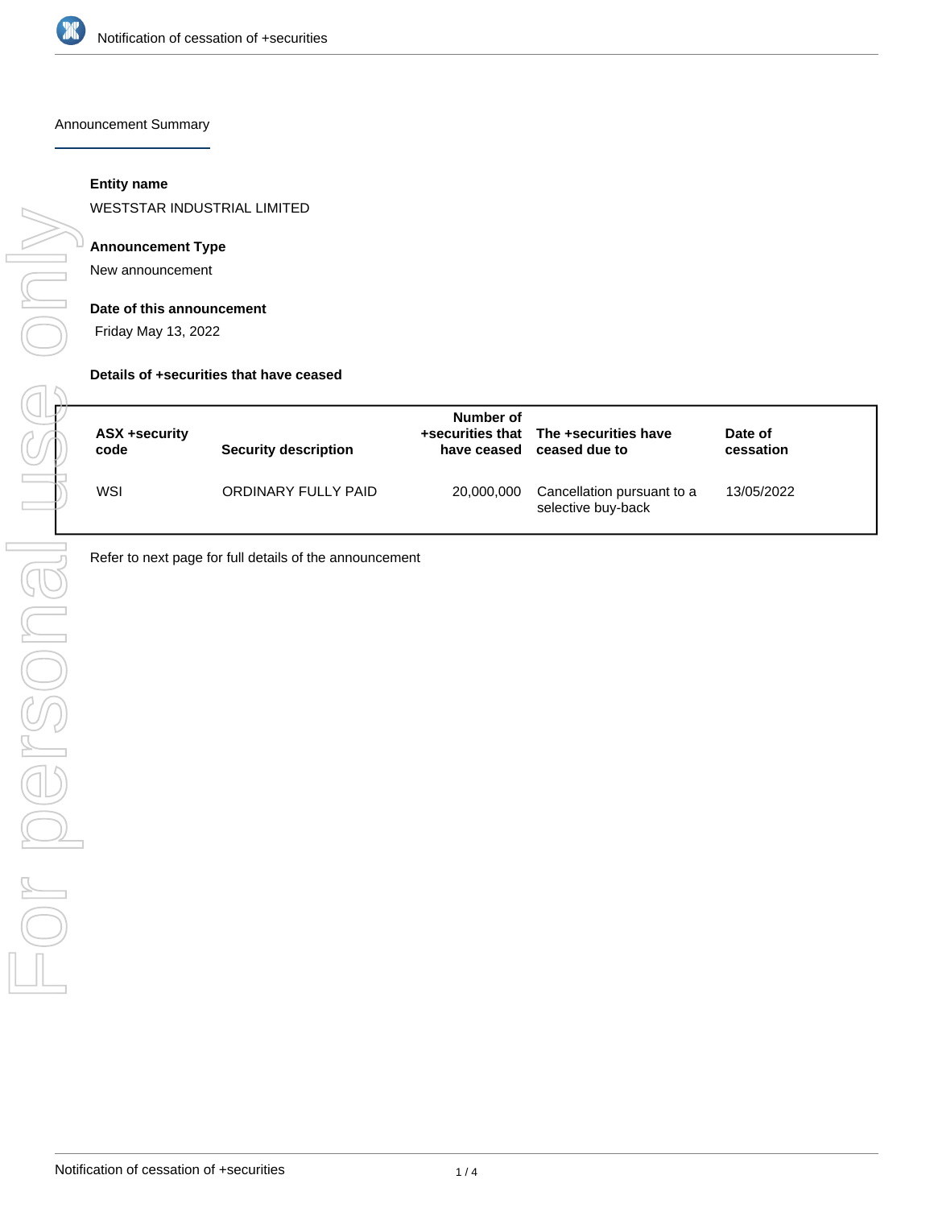# Announcement Summary

**Entity name**

WESTSTAR INDUSTRIAL LIMITED

**Announcement Type**

New announcement

**Date of this announcement**

Friday May 13, 2022

**Details of +securities that have ceased**

| ASX +security code | Security description | Number of +securities that have ceased | The +securities have ceased due to | Date of cessation |
|---|---|---|---|---|
| WSI | ORDINARY FULLY PAID | 20,000,000 | Cancellation pursuant to a selective buy-back | 13/05/2022 |

Refer to next page for full details of the announcement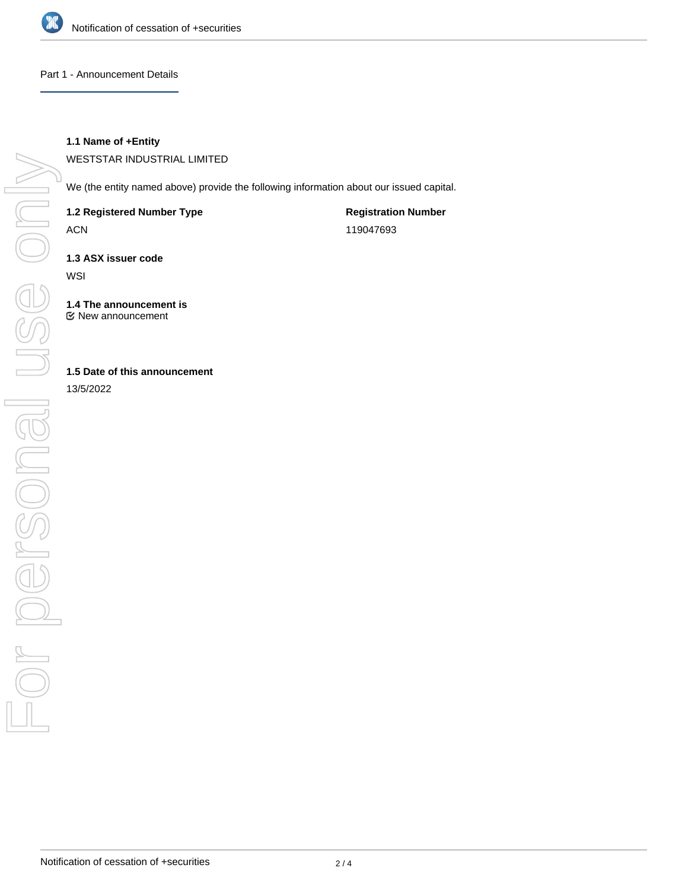## Part 1 - Announcement Details

**1.1 Name of +Entity**

WESTSTAR INDUSTRIAL LIMITED

We (the entity named above) provide the following information about our issued capital.

| **1.2 Registered Number Type** | **Registration Number** |
|---|---|
| ACN | 119047693 |

**1.3 ASX issuer code**

WSI

**1.4 The announcement is**

☑ New announcement

**1.5 Date of this announcement**

13/5/2022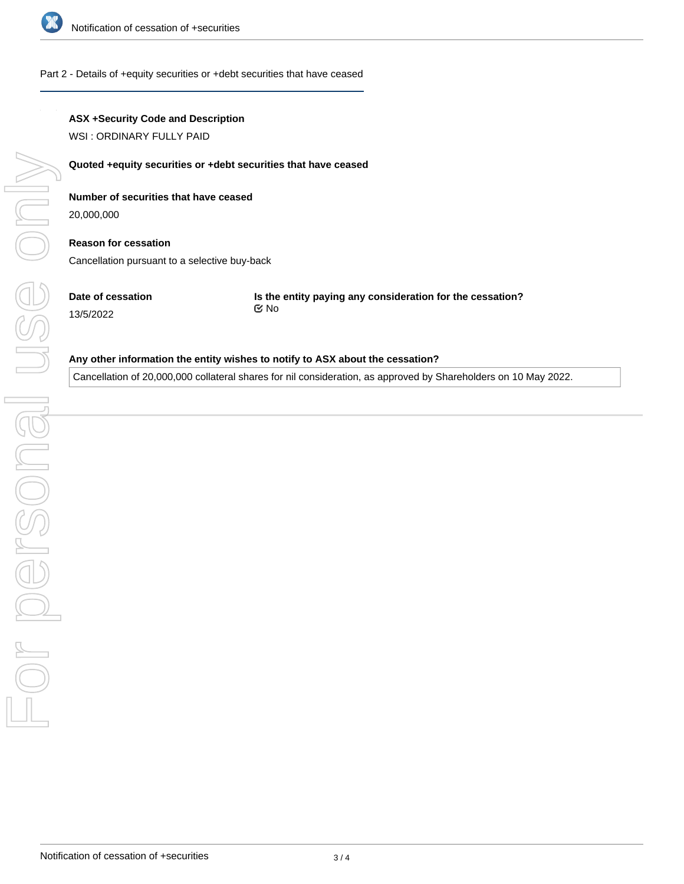## Part 2 - Details of +equity securities or +debt securities that have ceased

**ASX +Security Code and Description**

WSI : ORDINARY FULLY PAID

**Quoted +equity securities or +debt securities that have ceased**

**Number of securities that have ceased**

20,000,000

**Reason for cessation**

Cancellation pursuant to a selective buy-back

**Date of cessation**

13/5/2022

**Is the entity paying any consideration for the cessation?**

☑ No

**Any other information the entity wishes to notify to ASX about the cessation?**

Cancellation of 20,000,000 collateral shares for nil consideration, as approved by Shareholders on 10 May 2022.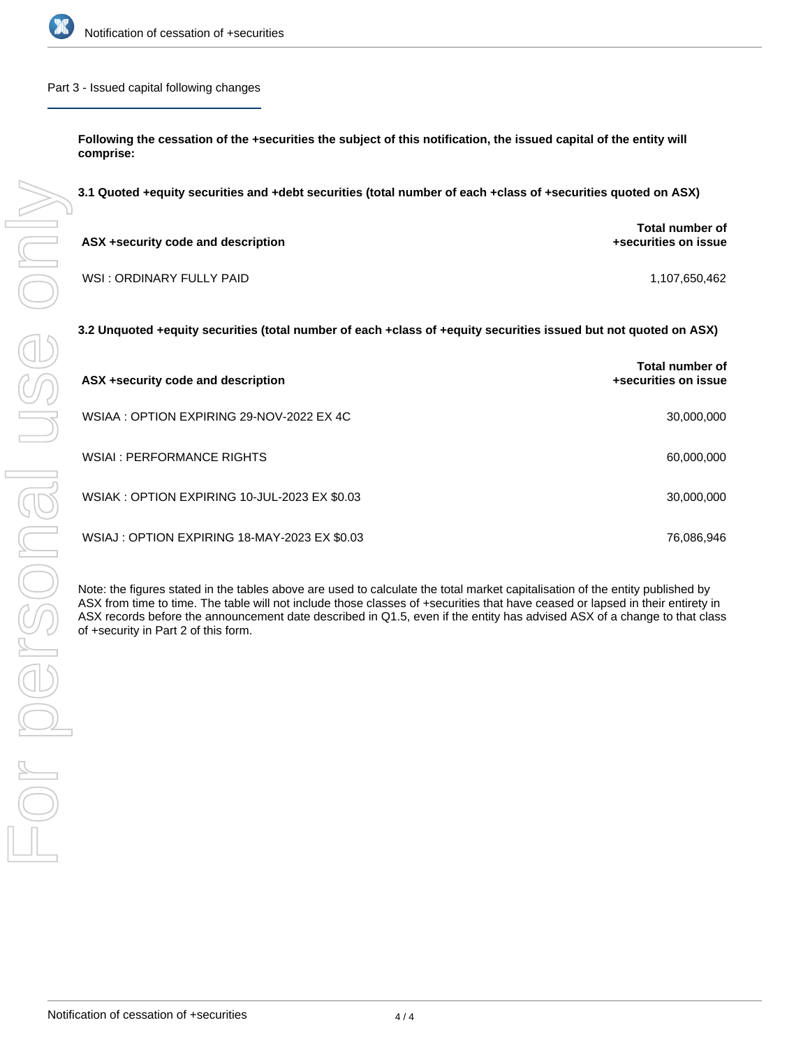## Part 3 - Issued capital following changes

**Following the cessation of the +securities the subject of this notification, the issued capital of the entity will comprise:**

**3.1 Quoted +equity securities and +debt securities (total number of each +class of +securities quoted on ASX)**

| ASX +security code and description | Total number of +securities on issue |
|---|---|
| WSI : ORDINARY FULLY PAID | 1,107,650,462 |

**3.2 Unquoted +equity securities (total number of each +class of +equity securities issued but not quoted on ASX)**

| ASX +security code and description | Total number of +securities on issue |
|---|---|
| WSIAA : OPTION EXPIRING 29-NOV-2022 EX 4C | 30,000,000 |
| WSIAI : PERFORMANCE RIGHTS | 60,000,000 |
| WSIAK : OPTION EXPIRING 10-JUL-2023 EX $0.03 | 30,000,000 |
| WSIAJ : OPTION EXPIRING 18-MAY-2023 EX $0.03 | 76,086,946 |

Note: the figures stated in the tables above are used to calculate the total market capitalisation of the entity published by ASX from time to time. The table will not include those classes of +securities that have ceased or lapsed in their entirety in ASX records before the announcement date described in Q1.5, even if the entity has advised ASX of a change to that class of +security in Part 2 of this form.